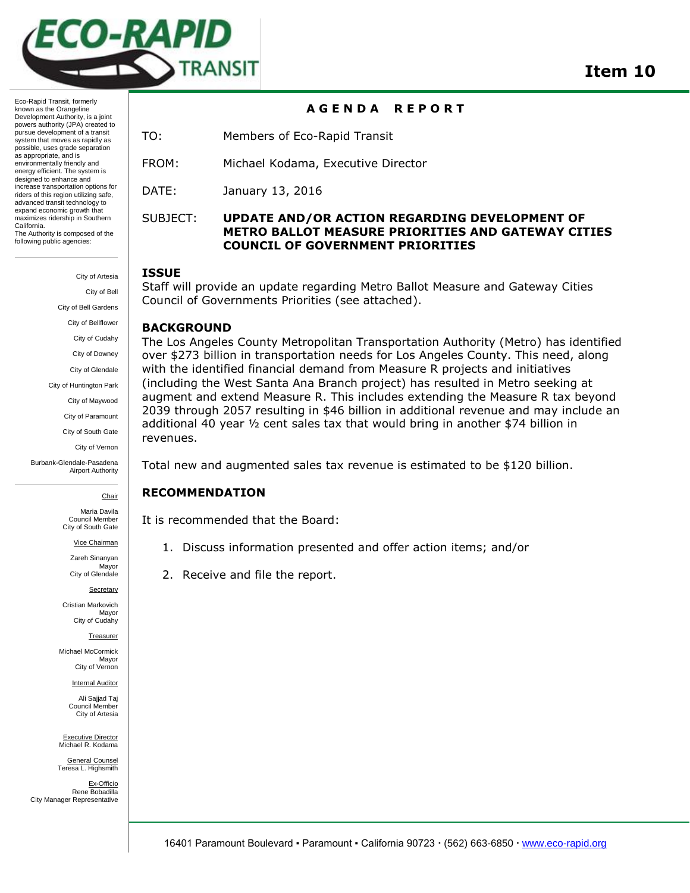# Item 10

Eco-Rapid Transit, formerly known as the Orangeline Development Authority, is a joint powers authority (JPA) created to pursue development of a transit system that moves as rapidly as possible, uses grade separation as appropriate, and is environmentally friendly and energy efficient. The system is designed to enhance and increase transportation options for riders of this region utilizing safe, advanced transit technology to expand economic growth that maximizes ridership in Southern California.
The Authority is composed of the following public agencies:

City of Artesia
City of Bell
City of Bell Gardens
City of Bellflower
City of Cudahy
City of Downey
City of Glendale
City of Huntington Park
City of Maywood
City of Paramount
City of South Gate
City of Vernon
Burbank-Glendale-Pasadena Airport Authority

Chair
Maria Davila
Council Member
City of South Gate

Vice Chairman
Zareh Sinanyan
Mayor
City of Glendale

Secretary
Cristian Markovich
Mayor
City of Cudahy

Treasurer
Michael McCormick
Mayor
City of Vernon

Internal Auditor
Ali Sajjad Taj
Council Member
City of Artesia

Executive Director
Michael R. Kodama

General Counsel
Teresa L. Highsmith

Ex-Officio
Rene Bobadilla
City Manager Representative

## AGENDA REPORT

TO: Members of Eco-Rapid Transit

FROM: Michael Kodama, Executive Director

DATE: January 13, 2016

SUBJECT: **UPDATE AND/OR ACTION REGARDING DEVELOPMENT OF METRO BALLOT MEASURE PRIORITIES AND GATEWAY CITIES COUNCIL OF GOVERNMENT PRIORITIES**

### ISSUE

Staff will provide an update regarding Metro Ballot Measure and Gateway Cities Council of Governments Priorities (see attached).

### BACKGROUND

The Los Angeles County Metropolitan Transportation Authority (Metro) has identified over $273 billion in transportation needs for Los Angeles County. This need, along with the identified financial demand from Measure R projects and initiatives (including the West Santa Ana Branch project) has resulted in Metro seeking at augment and extend Measure R. This includes extending the Measure R tax beyond 2039 through 2057 resulting in $46 billion in additional revenue and may include an additional 40 year ½ cent sales tax that would bring in another $74 billion in revenues.

Total new and augmented sales tax revenue is estimated to be $120 billion.

### RECOMMENDATION

It is recommended that the Board:

1. Discuss information presented and offer action items; and/or
2. Receive and file the report.

16401 Paramount Boulevard ▪ Paramount ▪ California 90723 · (562) 663-6850 · www.eco-rapid.org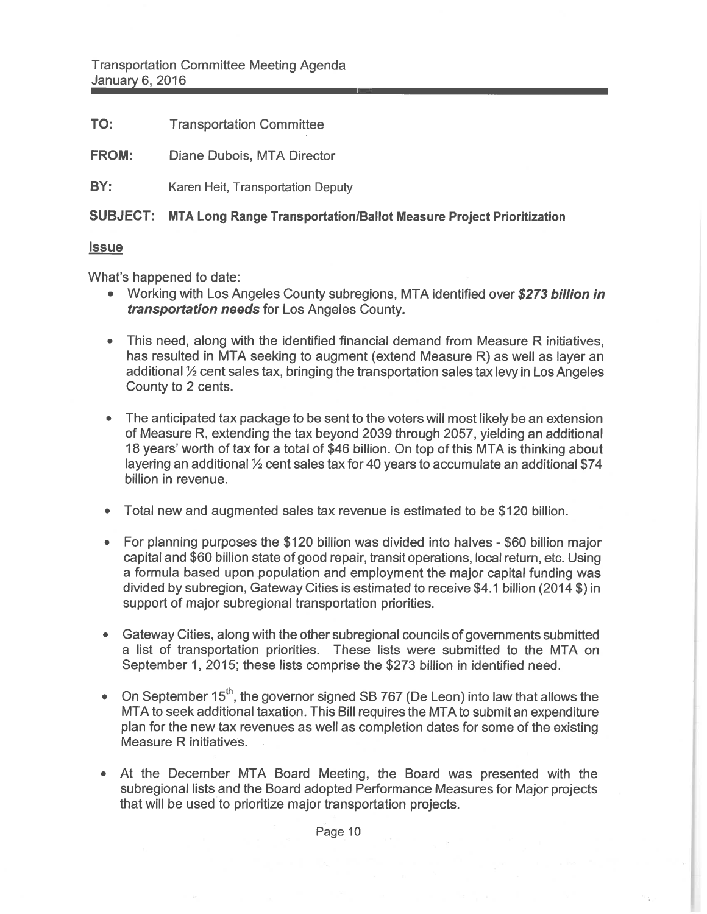**TO:** Transportation Committee

**FROM:** Diane Dubois, MTA Director

**BY:** Karen Heit, Transportation Deputy

**SUBJECT: MTA Long Range Transportation/Ballot Measure Project Prioritization**

## Issue

What's happened to date:

- Working with Los Angeles County subregions, MTA identified over ***$273 billion in transportation needs*** for Los Angeles County.
- This need, along with the identified financial demand from Measure R initiatives, has resulted in MTA seeking to augment (extend Measure R) as well as layer an additional ½ cent sales tax, bringing the transportation sales tax levy in Los Angeles County to 2 cents.
- The anticipated tax package to be sent to the voters will most likely be an extension of Measure R, extending the tax beyond 2039 through 2057, yielding an additional 18 years' worth of tax for a total of $46 billion. On top of this MTA is thinking about layering an additional ½ cent sales tax for 40 years to accumulate an additional $74 billion in revenue.
- Total new and augmented sales tax revenue is estimated to be $120 billion.
- For planning purposes the $120 billion was divided into halves - $60 billion major capital and $60 billion state of good repair, transit operations, local return, etc. Using a formula based upon population and employment the major capital funding was divided by subregion, Gateway Cities is estimated to receive $4.1 billion (2014 $) in support of major subregional transportation priorities.
- Gateway Cities, along with the other subregional councils of governments submitted a list of transportation priorities. These lists were submitted to the MTA on September 1, 2015; these lists comprise the $273 billion in identified need.
- On September 15th, the governor signed SB 767 (De Leon) into law that allows the MTA to seek additional taxation. This Bill requires the MTA to submit an expenditure plan for the new tax revenues as well as completion dates for some of the existing Measure R initiatives.
- At the December MTA Board Meeting, the Board was presented with the subregional lists and the Board adopted Performance Measures for Major projects that will be used to prioritize major transportation projects.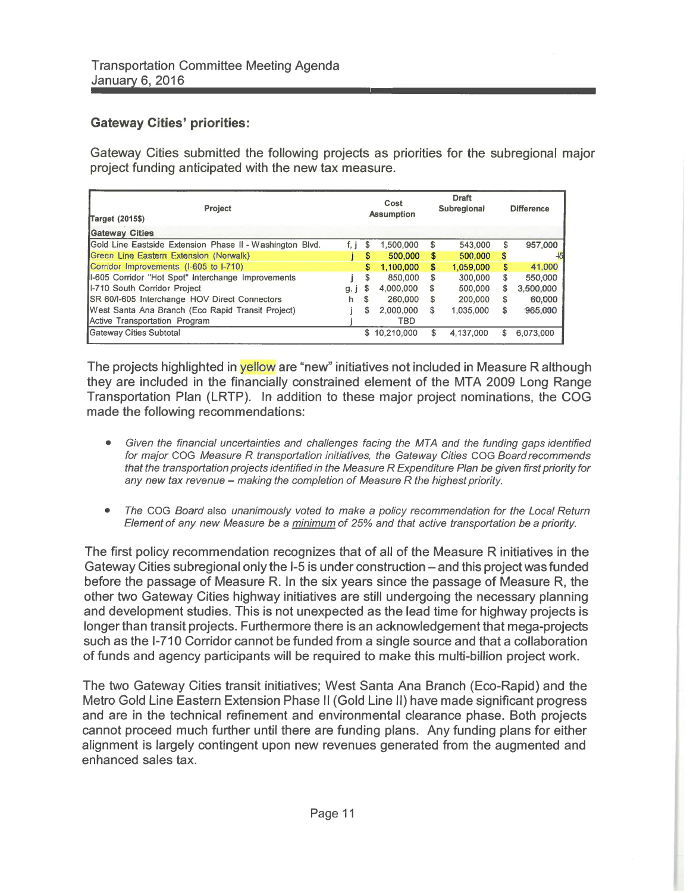Transportation Committee Meeting Agenda
January 6, 2016

### Gateway Cities' priorities:

Gateway Cities submitted the following projects as priorities for the subregional major project funding anticipated with the new tax measure.

| Project<br>Target (2015$) | | Cost Assumption | Draft Subregional | Difference |
|---|---|---|---|---|
| **Gateway Cities** | | | | |
| Gold Line Eastside Extension Phase II - Washington Blvd. | f, j | $ 1,500,000 | $ 543,000 | $ 957,000 |
| Green Line Eastern Extension (Norwalk) | j | $ 500,000 | $ 500,000 | $ - |
| Corridor Improvements (I-605 to I-710) | | $ 1,100,000 | $ 1,059,000 | $ 41,000 |
| I-605 Corridor "Hot Spot" Interchange Improvements | j | $ 850,000 | $ 300,000 | $ 550,000 |
| I-710 South Corridor Project | g, j | $ 4,000,000 | $ 500,000 | $ 3,500,000 |
| SR 60/I-605 Interchange HOV Direct Connectors | h | $ 260,000 | $ 200,000 | $ 60,000 |
| West Santa Ana Branch (Eco Rapid Transit Project) | j | $ 2,000,000 | $ 1,035,000 | $ 965,000 |
| Active Transportation Program | j | TBD | | |
| Gateway Cities Subtotal | | $ 10,210,000 | $ 4,137,000 | $ 6,073,000 |

The projects highlighted in yellow are "new" initiatives not included in Measure R although they are included in the financially constrained element of the MTA 2009 Long Range Transportation Plan (LRTP). In addition to these major project nominations, the COG made the following recommendations:

- *Given the financial uncertainties and challenges facing the MTA and the funding gaps identified for major* COG *Measure R transportation initiatives, the Gateway Cities* COG *Board recommends that the transportation projects identified in the Measure R Expenditure Plan be given first priority for any new tax revenue – making the completion of Measure R the highest priority.*

- *The* COG *Board* also *unanimously voted to make a policy recommendation for the Local Return Element of any new Measure be a* <u>*minimum*</u> *of 25% and that active transportation be a priority.*

The first policy recommendation recognizes that of all of the Measure R initiatives in the Gateway Cities subregional only the I-5 is under construction – and this project was funded before the passage of Measure R. In the six years since the passage of Measure R, the other two Gateway Cities highway initiatives are still undergoing the necessary planning and development studies. This is not unexpected as the lead time for highway projects is longer than transit projects. Furthermore there is an acknowledgement that mega-projects such as the I-710 Corridor cannot be funded from a single source and that a collaboration of funds and agency participants will be required to make this multi-billion project work.

The two Gateway Cities transit initiatives; West Santa Ana Branch (Eco-Rapid) and the Metro Gold Line Eastern Extension Phase II (Gold Line II) have made significant progress and are in the technical refinement and environmental clearance phase. Both projects cannot proceed much further until there are funding plans. Any funding plans for either alignment is largely contingent upon new revenues generated from the augmented and enhanced sales tax.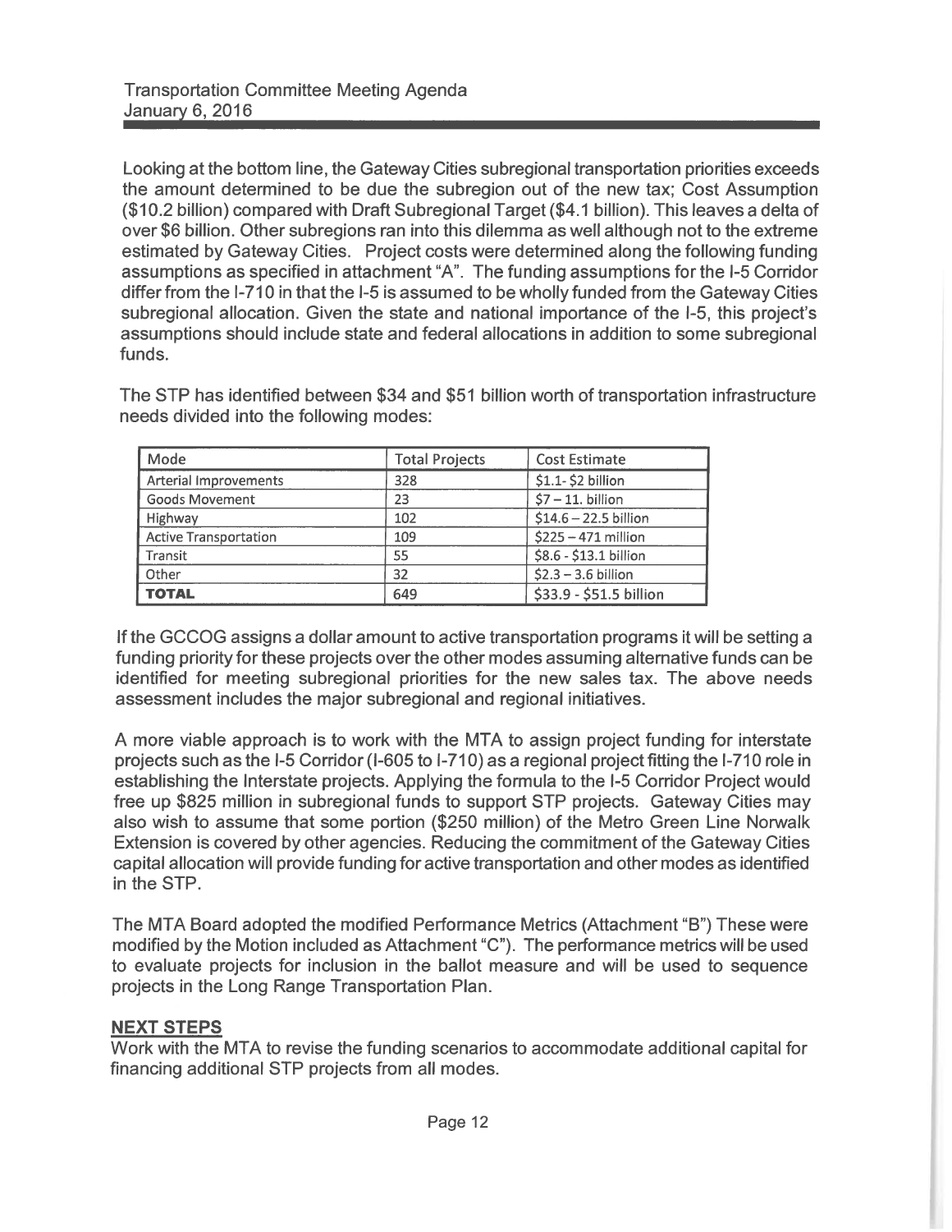Looking at the bottom line, the Gateway Cities subregional transportation priorities exceeds the amount determined to be due the subregion out of the new tax; Cost Assumption ($10.2 billion) compared with Draft Subregional Target ($4.1 billion). This leaves a delta of over $6 billion. Other subregions ran into this dilemma as well although not to the extreme estimated by Gateway Cities. Project costs were determined along the following funding assumptions as specified in attachment "A". The funding assumptions for the I-5 Corridor differ from the I-710 in that the I-5 is assumed to be wholly funded from the Gateway Cities subregional allocation. Given the state and national importance of the I-5, this project's assumptions should include state and federal allocations in addition to some subregional funds.

The STP has identified between $34 and $51 billion worth of transportation infrastructure needs divided into the following modes:

| Mode | Total Projects | Cost Estimate |
|---|---|---|
| Arterial Improvements | 328 | $1.1- $2 billion |
| Goods Movement | 23 | $7 – 11. billion |
| Highway | 102 | $14.6 – 22.5 billion |
| Active Transportation | 109 | $225 – 471 million |
| Transit | 55 | $8.6 - $13.1 billion |
| Other | 32 | $2.3 – 3.6 billion |
| **TOTAL** | 649 | $33.9 - $51.5 billion |

If the GCCOG assigns a dollar amount to active transportation programs it will be setting a funding priority for these projects over the other modes assuming alternative funds can be identified for meeting subregional priorities for the new sales tax. The above needs assessment includes the major subregional and regional initiatives.

A more viable approach is to work with the MTA to assign project funding for interstate projects such as the I-5 Corridor (I-605 to I-710) as a regional project fitting the I-710 role in establishing the Interstate projects. Applying the formula to the I-5 Corridor Project would free up $825 million in subregional funds to support STP projects. Gateway Cities may also wish to assume that some portion ($250 million) of the Metro Green Line Norwalk Extension is covered by other agencies. Reducing the commitment of the Gateway Cities capital allocation will provide funding for active transportation and other modes as identified in the STP.

The MTA Board adopted the modified Performance Metrics (Attachment "B") These were modified by the Motion included as Attachment "C"). The performance metrics will be used to evaluate projects for inclusion in the ballot measure and will be used to sequence projects in the Long Range Transportation Plan.

## NEXT STEPS

Work with the MTA to revise the funding scenarios to accommodate additional capital for financing additional STP projects from all modes.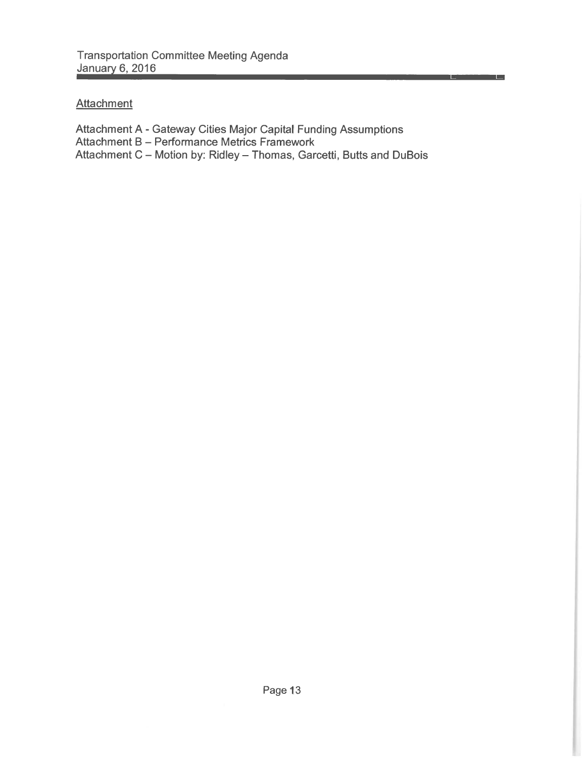Attachment

Attachment A - Gateway Cities Major Capital Funding Assumptions
Attachment B – Performance Metrics Framework
Attachment C – Motion by: Ridley – Thomas, Garcetti, Butts and DuBois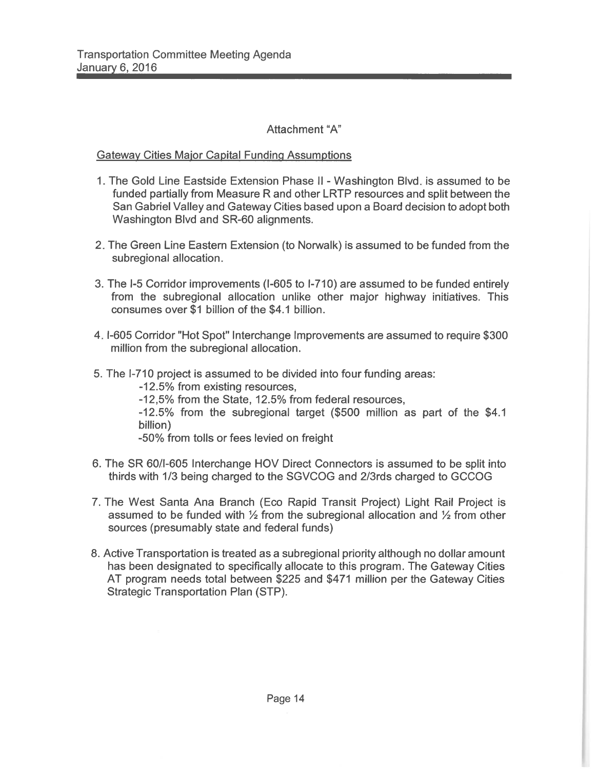Attachment "A"

Gateway Cities Major Capital Funding Assumptions

1. The Gold Line Eastside Extension Phase II - Washington Blvd. is assumed to be funded partially from Measure R and other LRTP resources and split between the San Gabriel Valley and Gateway Cities based upon a Board decision to adopt both Washington Blvd and SR-60 alignments.

2. The Green Line Eastern Extension (to Norwalk) is assumed to be funded from the subregional allocation.

3. The I-5 Corridor improvements (I-605 to I-710) are assumed to be funded entirely from the subregional allocation unlike other major highway initiatives. This consumes over $1 billion of the $4.1 billion.

4. I-605 Corridor "Hot Spot" Interchange Improvements are assumed to require $300 million from the subregional allocation.

5. The I-710 project is assumed to be divided into four funding areas:
   - -12.5% from existing resources,
   - -12,5% from the State, 12.5% from federal resources,
   - -12.5% from the subregional target ($500 million as part of the $4.1 billion)
   - -50% from tolls or fees levied on freight

6. The SR 60/I-605 Interchange HOV Direct Connectors is assumed to be split into thirds with 1/3 being charged to the SGVCOG and 2/3rds charged to GCCOG

7. The West Santa Ana Branch (Eco Rapid Transit Project) Light Rail Project is assumed to be funded with ½ from the subregional allocation and ½ from other sources (presumably state and federal funds)

8. Active Transportation is treated as a subregional priority although no dollar amount has been designated to specifically allocate to this program. The Gateway Cities AT program needs total between $225 and $471 million per the Gateway Cities Strategic Transportation Plan (STP).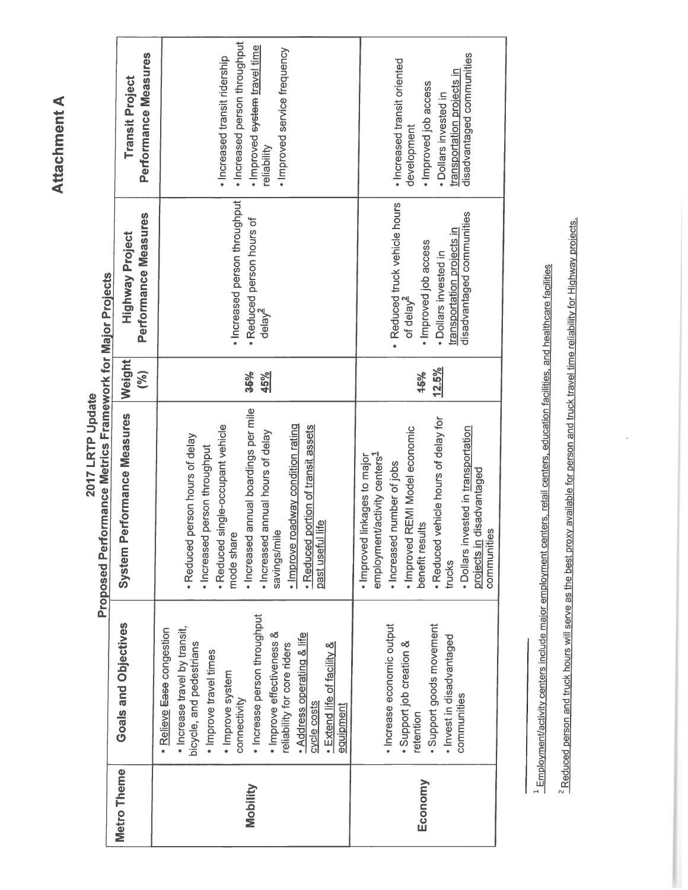# Attachment A

## 2017 LRTP Update
## Proposed Performance Metrics Framework for Major Projects

| Metro Theme | Goals and Objectives | System Performance Measures | Weight (%) | Highway Project Performance Measures | Transit Project Performance Measures |
|---|---|---|---|---|---|
| **Mobility** | • Relieve ~~Ease~~ congestion<br>• Increase travel by transit, bicycle, and pedestrians<br>• Improve travel times<br>• Improve system connectivity<br>• Increase person throughput<br>• Improve effectiveness & reliability for core riders<br>• Address operating & life cycle costs<br>• Extend life of facility & equipment | • Reduced person hours of delay<br>• Increased person throughput<br>• Reduced single-occupant vehicle mode share<br>• Increased annual boardings per mile<br>• Increased annual hours of delay savings/mile<br>• Improve roadway condition rating<br>• Reduced portion of transit assets past useful life | ~~35%~~<br>45% | • Increased person throughput<br>• Reduced person hours of delay[2] | • Increased transit ridership<br>• Increased person throughput<br>• Improved ~~system~~ travel time reliability<br>• Improved service frequency |
| **Economy** | • Increase economic output<br>• Support job creation & retention<br>• Support goods movement<br>• Invest in disadvantaged communities | • Improved linkages to major employment/activity centers[1]<br>• Increased number of jobs<br>• Improved REMI Model economic benefit results<br>• Reduced vehicle hours of delay for trucks<br>• Dollars invested in transportation projects in disadvantaged communities | ~~15%~~<br>12.5% | • Reduced truck vehicle hours of delay[2]<br>• Improved job access<br>• Dollars invested in transportation projects in disadvantaged communities | • Increased transit oriented development<br>• Improved job access<br>• Dollars invested in transportation projects in disadvantaged communities |

[1] Employment/activity centers include major employment centers, retail centers, education facilities, and healthcare facilities

[2] Reduced person and truck hours will serve as the best proxy available for person and truck travel time reliability for Highway projects.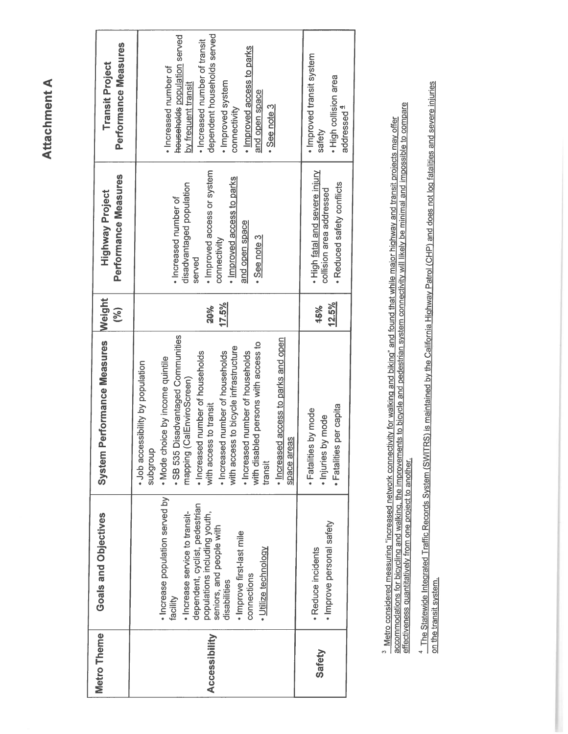# Attachment A

| Metro Theme | Goals and Objectives | System Performance Measures | Weight (%) | Highway Project Performance Measures | Transit Project Performance Measures |
|---|---|---|---|---|---|
| **Accessibility** | • Increase population served by facility<br>• Increase service to transit-dependent, cyclist, pedestrian populations including youth, seniors, and people with disabilities<br>• Improve first-last mile connections<br>• Utilize technology | • Job accessibility by population subgroup<br>• Mode choice by income quintile<br>• SB 535 Disadvantaged Communities mapping (CalEnviroScreen)<br>• Increased number of households with access to transit<br>• Increased number of households with access to bicycle infrastructure<br>• Increased number of households with disabled persons with access to transit<br>• Increased access to parks and open space areas | ~~20%~~<br>17.5% | • Increased number of disadvantaged population served<br>• Improved access or system connectivity<br>• Improved access to parks and open space<br>• See note 3 | • Increased number of ~~households~~ population served by frequent transit<br>• Increased number of transit dependent households served<br>• Improved system connectivity<br>• Improved access to parks and open space<br>• See note 3 |
| **Safety** | • Reduce incidents<br>• Improve personal safety | • Fatalities by mode<br>• Injuries by mode<br>• Fatalities per capita | ~~15%~~<br>12.5% | • High fatal and severe injury collision area addressed<br>• Reduced safety conflicts | • Improved transit system safety<br>• High collision area addressed[4] |

[3] Metro considered measuring "increased network connectivity for walking and biking" and found that while major highway and transit projects may offer accommodations for bicycling and walking, the improvements to bicycle and pedestrian system connectivity will likely be minimal and impossible to compare effectiveness quantitatively from one project to another.

[4] The Statewide Integrated Traffic Records System (SWITRS) is maintained by the California Highway Patrol (CHP) and does not log fatalities and severe injuries on the transit system.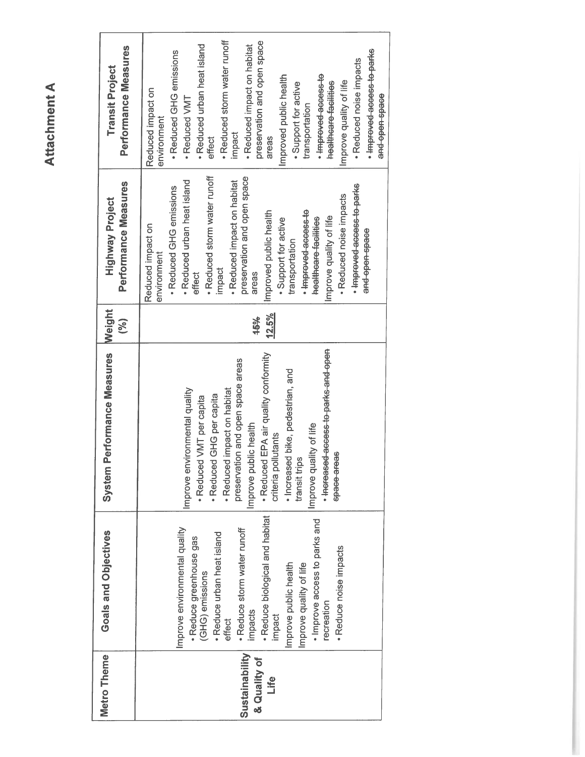# Attachment A

| Metro Theme | Goals and Objectives | System Performance Measures | Weight (%) | Highway Project Performance Measures | Transit Project Performance Measures |
|---|---|---|---|---|---|
| **Sustainability & Quality of Life** | Improve environmental quality<br>• Reduce greenhouse gas (GHG) emissions<br>• Reduce urban heat island effect<br>• Reduce storm water runoff impacts<br>• Reduce biological and habitat impact<br>Improve public health<br>Improve quality of life<br>• Improve access to parks and recreation<br>• Reduce noise impacts | Improve environmental quality<br>• Reduced VMT per capita<br>• Reduced GHG per capita<br>• Reduced impact on habitat preservation and open space areas<br>Improve public health<br>• Reduced EPA air quality conformity criteria pollutants<br>• Increased bike, pedestrian, and transit trips<br>Improve quality of life<br>• ~~Increased access to parks and open space areas~~ | ~~15%~~<br><u>12.5%</u> | Reduced impact on environment<br>• Reduced GHG emissions<br>• Reduced urban heat island effect<br>• Reduced storm water runoff impact<br>• Reduced impact on habitat preservation and open space areas<br>Improved public health<br>• Support for active transportation<br>• ~~Improved access to healthcare facilities~~<br>Improve quality of life<br>• Reduced noise impacts<br>• ~~Improved access to parks and open space~~ | Reduced impact on environment<br>• Reduced GHG emissions<br>• Reduced VMT<br>• Reduced urban heat island effect<br>• Reduced storm water runoff impact<br>• Reduced impact on habitat preservation and open space areas<br>Improved public health<br>• Support for active transportation<br>• ~~Improved access to healthcare facilities~~<br>Improve quality of life<br>• Reduced noise impacts<br>• ~~Improved access to parks and open space~~ |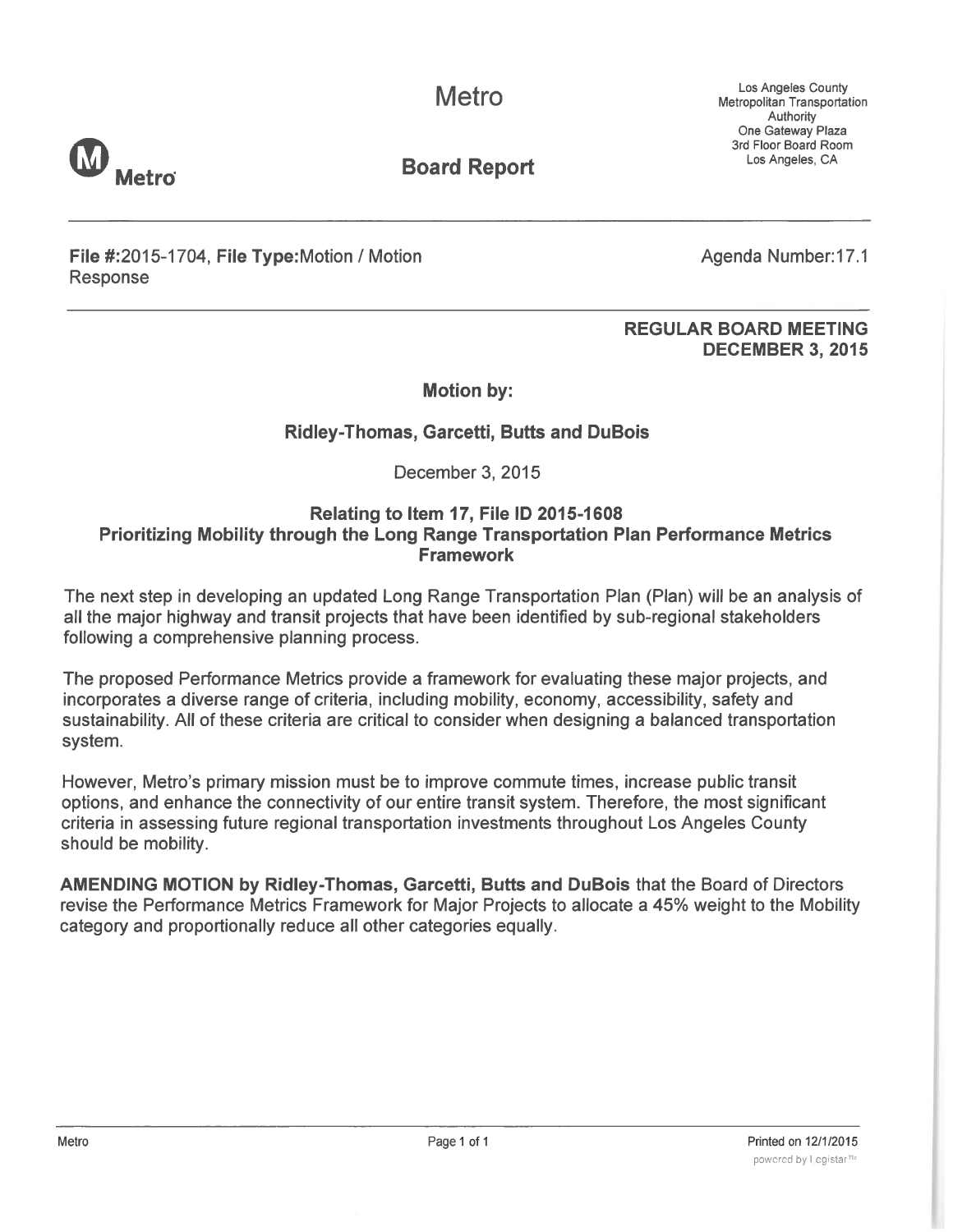# Metro

## Board Report

Los Angeles County Metropolitan Transportation Authority
One Gateway Plaza
3rd Floor Board Room
Los Angeles, CA

**File #:**2015-1704, **File Type:**Motion / Motion Response

Agenda Number:17.1

**REGULAR BOARD MEETING**
**DECEMBER 3, 2015**

**Motion by:**

**Ridley-Thomas, Garcetti, Butts and DuBois**

December 3, 2015

**Relating to Item 17, File ID 2015-1608**
**Prioritizing Mobility through the Long Range Transportation Plan Performance Metrics Framework**

The next step in developing an updated Long Range Transportation Plan (Plan) will be an analysis of all the major highway and transit projects that have been identified by sub-regional stakeholders following a comprehensive planning process.

The proposed Performance Metrics provide a framework for evaluating these major projects, and incorporates a diverse range of criteria, including mobility, economy, accessibility, safety and sustainability. All of these criteria are critical to consider when designing a balanced transportation system.

However, Metro's primary mission must be to improve commute times, increase public transit options, and enhance the connectivity of our entire transit system. Therefore, the most significant criteria in assessing future regional transportation investments throughout Los Angeles County should be mobility.

**AMENDING MOTION by Ridley-Thomas, Garcetti, Butts and DuBois** that the Board of Directors revise the Performance Metrics Framework for Major Projects to allocate a 45% weight to the Mobility category and proportionally reduce all other categories equally.